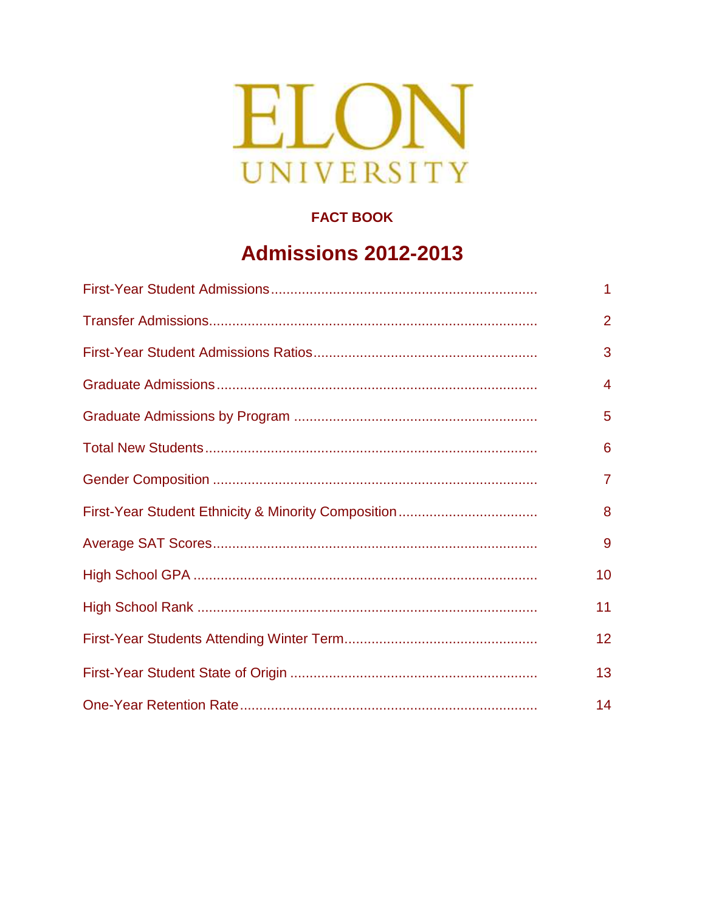# ELON UNIVERSITY

**FACT BOOK**

## Admissions 2012-2013

| | |
|---|---|
| First-Year Student Admissions | 1 |
| Transfer Admissions | 2 |
| First-Year Student Admissions Ratios | 3 |
| Graduate Admissions | 4 |
| Graduate Admissions by Program | 5 |
| Total New Students | 6 |
| Gender Composition | 7 |
| First-Year Student Ethnicity & Minority Composition | 8 |
| Average SAT Scores | 9 |
| High School GPA | 10 |
| High School Rank | 11 |
| First-Year Students Attending Winter Term | 12 |
| First-Year Student State of Origin | 13 |
| One-Year Retention Rate | 14 |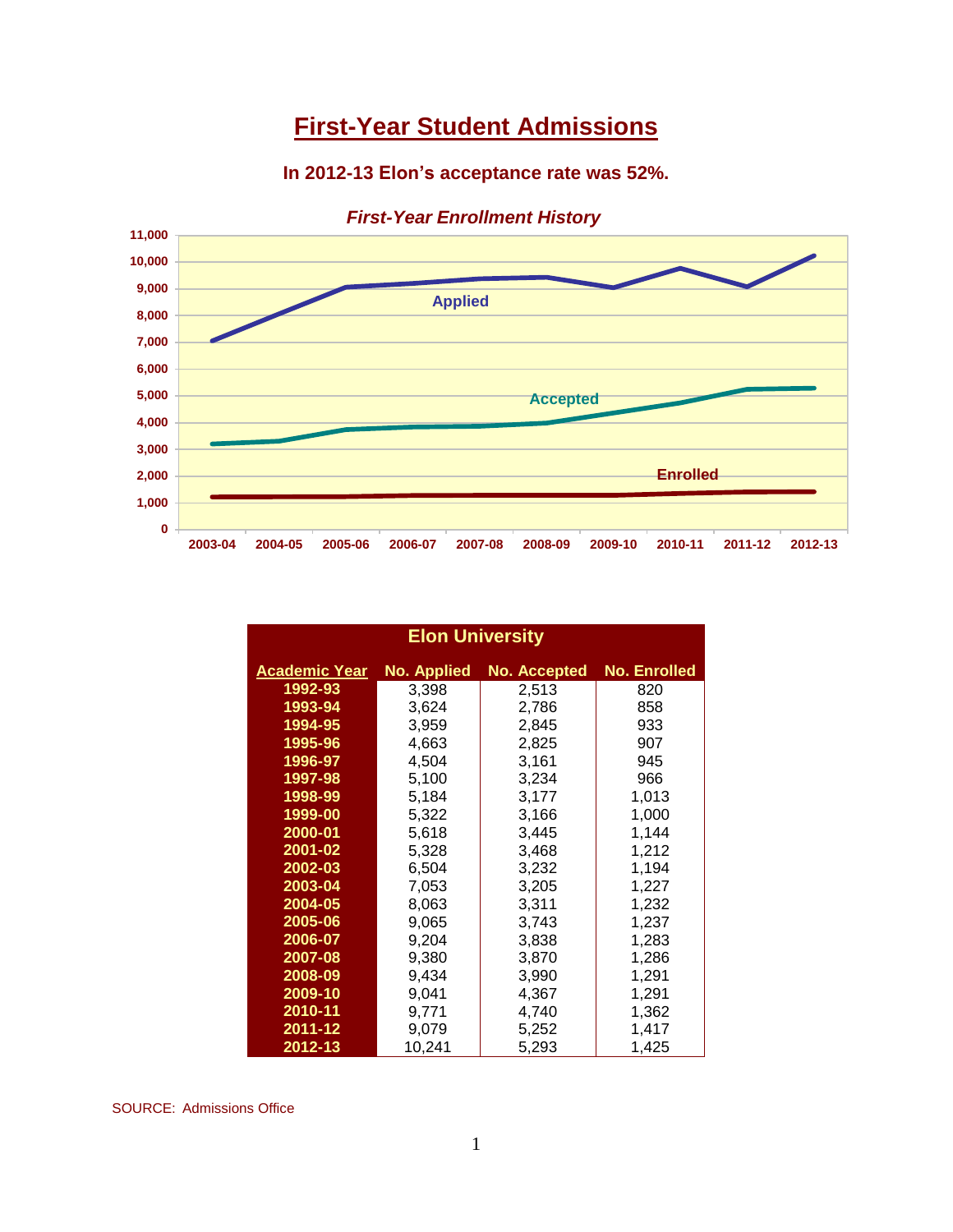# First-Year Student Admissions

**In 2012-13 Elon's acceptance rate was 52%.**

*First-Year Enrollment History*

| Elon University | | | |
|---|---|---|---|
| Academic Year | No. Applied | No. Accepted | No. Enrolled |
| 1992-93 | 3,398 | 2,513 | 820 |
| 1993-94 | 3,624 | 2,786 | 858 |
| 1994-95 | 3,959 | 2,845 | 933 |
| 1995-96 | 4,663 | 2,825 | 907 |
| 1996-97 | 4,504 | 3,161 | 945 |
| 1997-98 | 5,100 | 3,234 | 966 |
| 1998-99 | 5,184 | 3,177 | 1,013 |
| 1999-00 | 5,322 | 3,166 | 1,000 |
| 2000-01 | 5,618 | 3,445 | 1,144 |
| 2001-02 | 5,328 | 3,468 | 1,212 |
| 2002-03 | 6,504 | 3,232 | 1,194 |
| 2003-04 | 7,053 | 3,205 | 1,227 |
| 2004-05 | 8,063 | 3,311 | 1,232 |
| 2005-06 | 9,065 | 3,743 | 1,237 |
| 2006-07 | 9,204 | 3,838 | 1,283 |
| 2007-08 | 9,380 | 3,870 | 1,286 |
| 2008-09 | 9,434 | 3,990 | 1,291 |
| 2009-10 | 9,041 | 4,367 | 1,291 |
| 2010-11 | 9,771 | 4,740 | 1,362 |
| 2011-12 | 9,079 | 5,252 | 1,417 |
| 2012-13 | 10,241 | 5,293 | 1,425 |

SOURCE: Admissions Office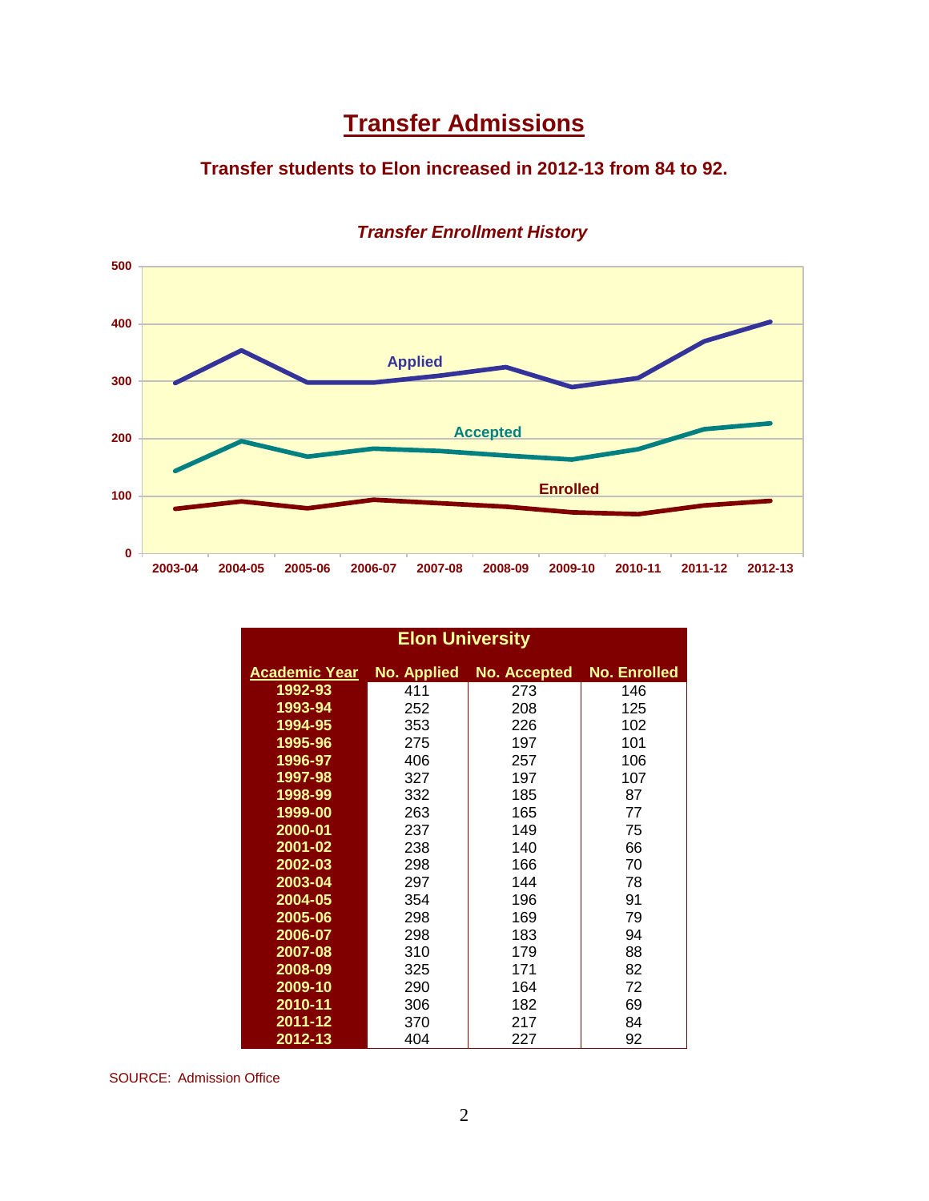# Transfer Admissions

**Transfer students to Elon increased in 2012-13 from 84 to 92.**

*Transfer Enrollment History*

| Elon University | | | |
|---|---|---|---|
| Academic Year | No. Applied | No. Accepted | No. Enrolled |
| 1992-93 | 411 | 273 | 146 |
| 1993-94 | 252 | 208 | 125 |
| 1994-95 | 353 | 226 | 102 |
| 1995-96 | 275 | 197 | 101 |
| 1996-97 | 406 | 257 | 106 |
| 1997-98 | 327 | 197 | 107 |
| 1998-99 | 332 | 185 | 87 |
| 1999-00 | 263 | 165 | 77 |
| 2000-01 | 237 | 149 | 75 |
| 2001-02 | 238 | 140 | 66 |
| 2002-03 | 298 | 166 | 70 |
| 2003-04 | 297 | 144 | 78 |
| 2004-05 | 354 | 196 | 91 |
| 2005-06 | 298 | 169 | 79 |
| 2006-07 | 298 | 183 | 94 |
| 2007-08 | 310 | 179 | 88 |
| 2008-09 | 325 | 171 | 82 |
| 2009-10 | 290 | 164 | 72 |
| 2010-11 | 306 | 182 | 69 |
| 2011-12 | 370 | 217 | 84 |
| 2012-13 | 404 | 227 | 92 |

SOURCE: Admission Office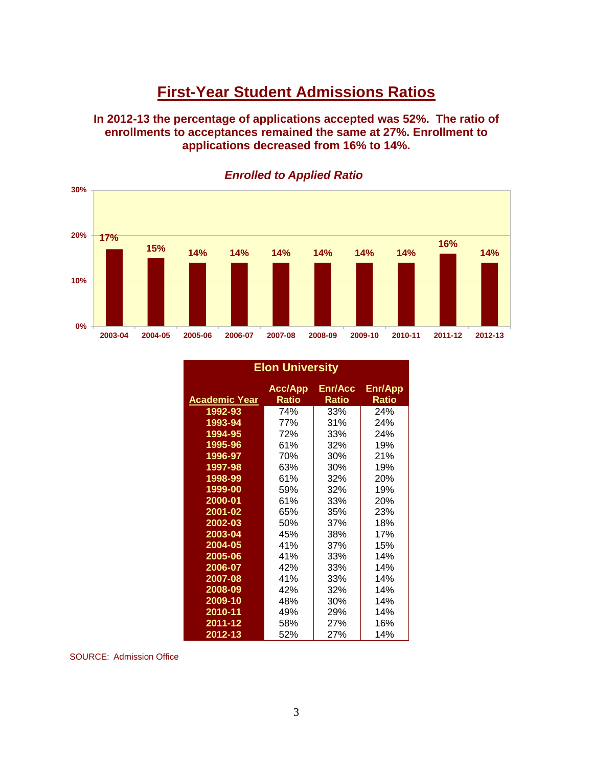# First-Year Student Admissions Ratios

**In 2012-13 the percentage of applications accepted was 52%. The ratio of enrollments to acceptances remained the same at 27%. Enrollment to applications decreased from 16% to 14%.**

*Enrolled to Applied Ratio*

| Academic Year | Enrolled to Applied Ratio |
|---|---|
| 2003-04 | 17% |
| 2004-05 | 15% |
| 2005-06 | 14% |
| 2006-07 | 14% |
| 2007-08 | 14% |
| 2008-09 | 14% |
| 2009-10 | 14% |
| 2010-11 | 14% |
| 2011-12 | 16% |
| 2012-13 | 14% |

**Elon University**

| Academic Year | Acc/App Ratio | Enr/Acc Ratio | Enr/App Ratio |
|---|---|---|---|
| 1992-93 | 74% | 33% | 24% |
| 1993-94 | 77% | 31% | 24% |
| 1994-95 | 72% | 33% | 24% |
| 1995-96 | 61% | 32% | 19% |
| 1996-97 | 70% | 30% | 21% |
| 1997-98 | 63% | 30% | 19% |
| 1998-99 | 61% | 32% | 20% |
| 1999-00 | 59% | 32% | 19% |
| 2000-01 | 61% | 33% | 20% |
| 2001-02 | 65% | 35% | 23% |
| 2002-03 | 50% | 37% | 18% |
| 2003-04 | 45% | 38% | 17% |
| 2004-05 | 41% | 37% | 15% |
| 2005-06 | 41% | 33% | 14% |
| 2006-07 | 42% | 33% | 14% |
| 2007-08 | 41% | 33% | 14% |
| 2008-09 | 42% | 32% | 14% |
| 2009-10 | 48% | 30% | 14% |
| 2010-11 | 49% | 29% | 14% |
| 2011-12 | 58% | 27% | 16% |
| 2012-13 | 52% | 27% | 14% |

SOURCE: Admission Office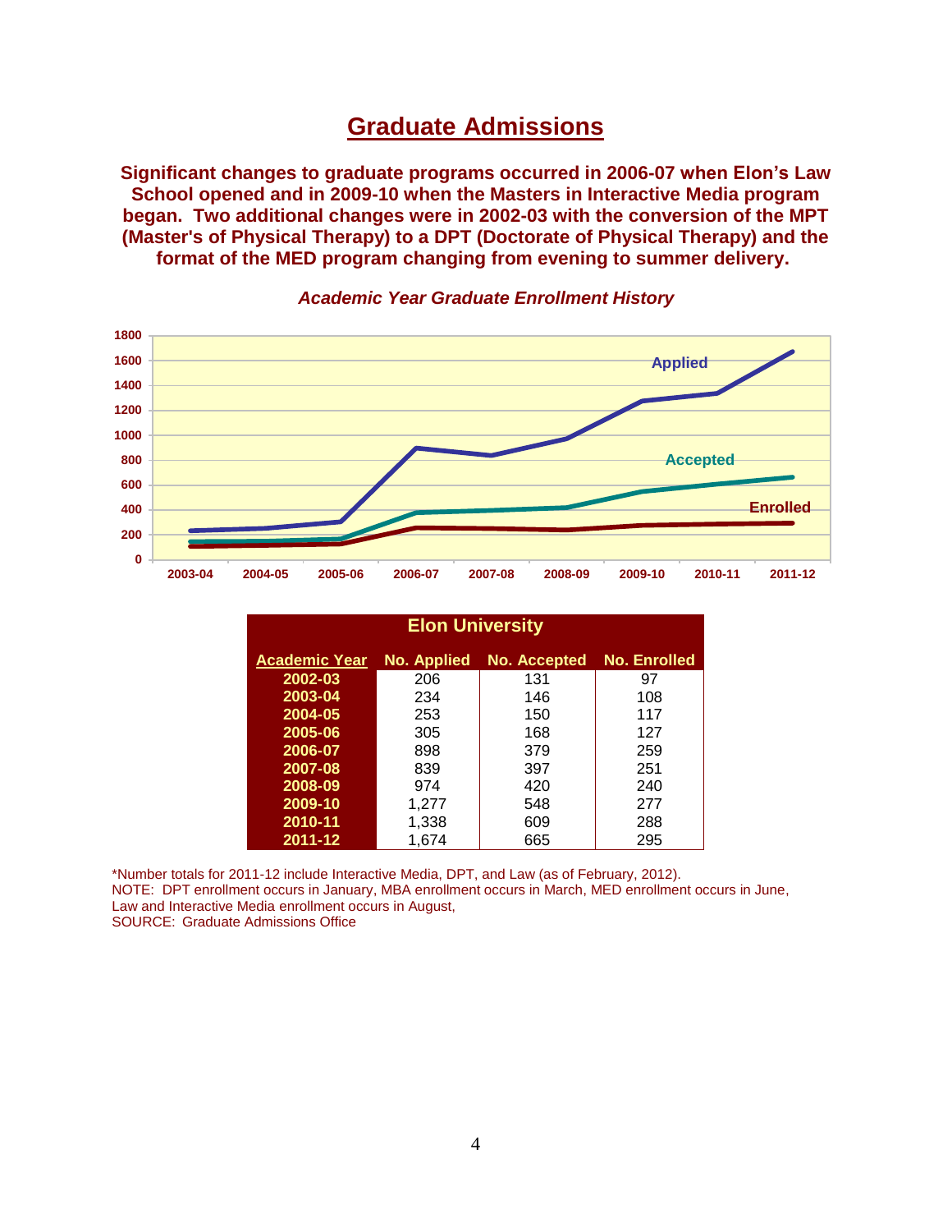# Graduate Admissions

**Significant changes to graduate programs occurred in 2006-07 when Elon's Law School opened and in 2009-10 when the Masters in Interactive Media program began. Two additional changes were in 2002-03 with the conversion of the MPT (Master's of Physical Therapy) to a DPT (Doctorate of Physical Therapy) and the format of the MED program changing from evening to summer delivery.**

***Academic Year Graduate Enrollment History***

| Elon University | | | |
|---|---|---|---|
| **Academic Year** | **No. Applied** | **No. Accepted** | **No. Enrolled** |
| **2002-03** | 206 | 131 | 97 |
| **2003-04** | 234 | 146 | 108 |
| **2004-05** | 253 | 150 | 117 |
| **2005-06** | 305 | 168 | 127 |
| **2006-07** | 898 | 379 | 259 |
| **2007-08** | 839 | 397 | 251 |
| **2008-09** | 974 | 420 | 240 |
| **2009-10** | 1,277 | 548 | 277 |
| **2010-11** | 1,338 | 609 | 288 |
| **2011-12** | 1,674 | 665 | 295 |

*Number totals for 2011-12 include Interactive Media, DPT, and Law (as of February, 2012).
NOTE: DPT enrollment occurs in January, MBA enrollment occurs in March, MED enrollment occurs in June, Law and Interactive Media enrollment occurs in August,
SOURCE: Graduate Admissions Office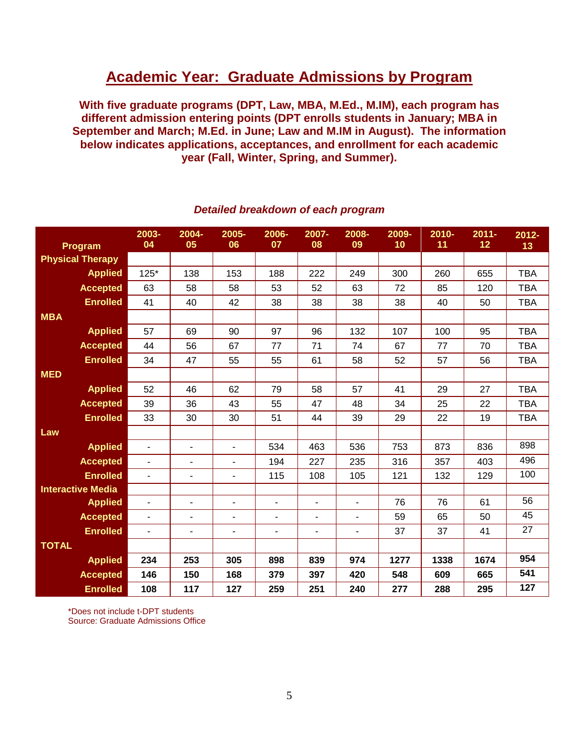# Academic Year: Graduate Admissions by Program

**With five graduate programs (DPT, Law, MBA, M.Ed., M.IM), each program has different admission entering points (DPT enrolls students in January; MBA in September and March; M.Ed. in June; Law and M.IM in August). The information below indicates applications, acceptances, and enrollment for each academic year (Fall, Winter, Spring, and Summer).**

***Detailed breakdown of each program***

| Program | 2003-04 | 2004-05 | 2005-06 | 2006-07 | 2007-08 | 2008-09 | 2009-10 | 2010-11 | 2011-12 | 2012-13 |
|---|---|---|---|---|---|---|---|---|---|---|
| **Physical Therapy** | | | | | | | | | | |
| Applied | 125* | 138 | 153 | 188 | 222 | 249 | 300 | 260 | 655 | TBA |
| Accepted | 63 | 58 | 58 | 53 | 52 | 63 | 72 | 85 | 120 | TBA |
| Enrolled | 41 | 40 | 42 | 38 | 38 | 38 | 38 | 40 | 50 | TBA |
| **MBA** | | | | | | | | | | |
| Applied | 57 | 69 | 90 | 97 | 96 | 132 | 107 | 100 | 95 | TBA |
| Accepted | 44 | 56 | 67 | 77 | 71 | 74 | 67 | 77 | 70 | TBA |
| Enrolled | 34 | 47 | 55 | 55 | 61 | 58 | 52 | 57 | 56 | TBA |
| **MED** | | | | | | | | | | |
| Applied | 52 | 46 | 62 | 79 | 58 | 57 | 41 | 29 | 27 | TBA |
| Accepted | 39 | 36 | 43 | 55 | 47 | 48 | 34 | 25 | 22 | TBA |
| Enrolled | 33 | 30 | 30 | 51 | 44 | 39 | 29 | 22 | 19 | TBA |
| **Law** | | | | | | | | | | |
| Applied | - | - | - | 534 | 463 | 536 | 753 | 873 | 836 | 898 |
| Accepted | - | - | - | 194 | 227 | 235 | 316 | 357 | 403 | 496 |
| Enrolled | - | - | - | 115 | 108 | 105 | 121 | 132 | 129 | 100 |
| **Interactive Media** | | | | | | | | | | |
| Applied | - | - | - | - | - | - | 76 | 76 | 61 | 56 |
| Accepted | - | - | - | - | - | - | 59 | 65 | 50 | 45 |
| Enrolled | - | - | - | - | - | - | 37 | 37 | 41 | 27 |
| **TOTAL** | | | | | | | | | | |
| Applied | **234** | **253** | **305** | **898** | **839** | **974** | **1277** | **1338** | **1674** | **954** |
| Accepted | **146** | **150** | **168** | **379** | **397** | **420** | **548** | **609** | **665** | **541** |
| Enrolled | **108** | **117** | **127** | **259** | **251** | **240** | **277** | **288** | **295** | **127** |

*Does not include t-DPT students
Source: Graduate Admissions Office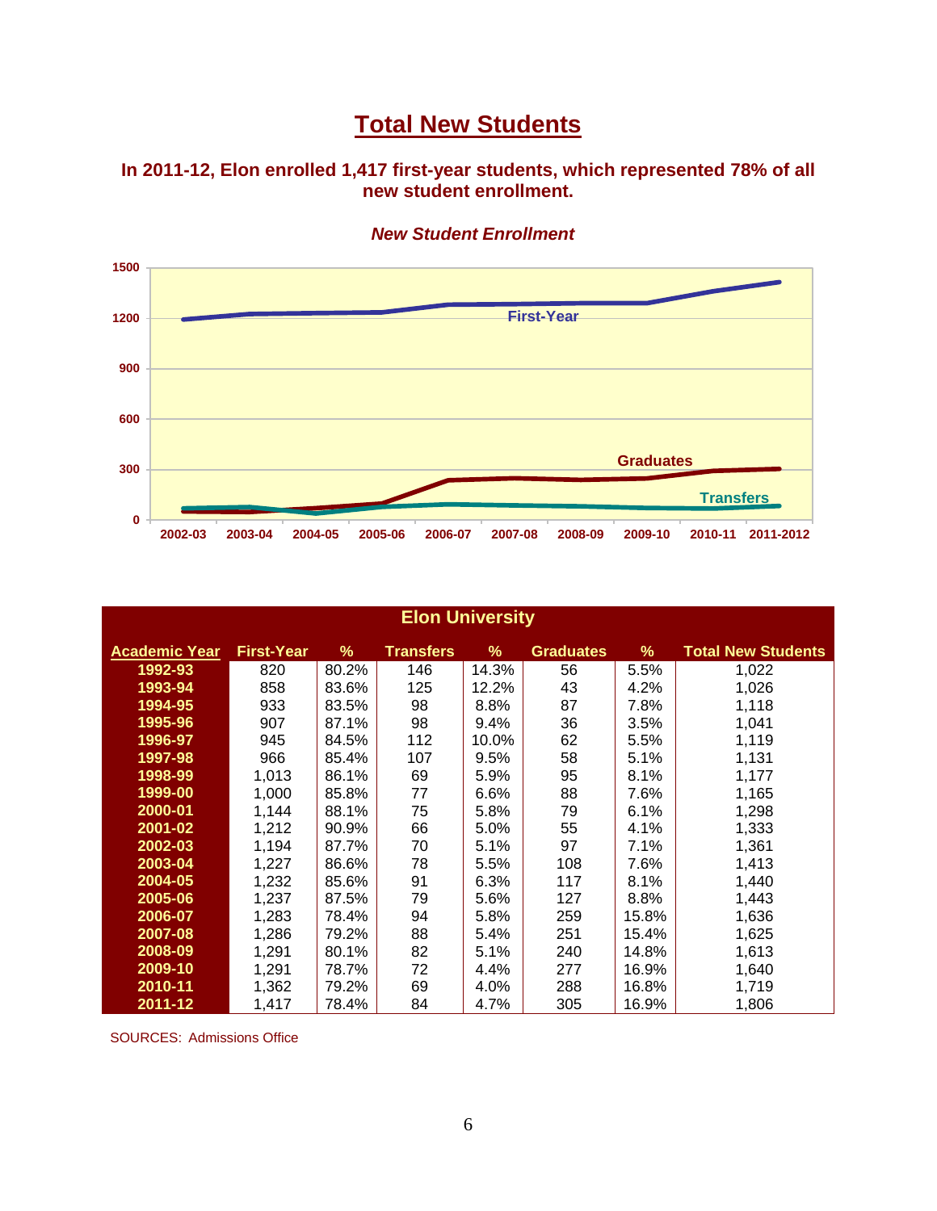# Total New Students

**In 2011-12, Elon enrolled 1,417 first-year students, which represented 78% of all new student enrollment.**

***New Student Enrollment***

| Elon University | | | | | | | |
|---|---|---|---|---|---|---|---|
| Academic Year | First-Year | % | Transfers | % | Graduates | % | Total New Students |
| 1992-93 | 820 | 80.2% | 146 | 14.3% | 56 | 5.5% | 1,022 |
| 1993-94 | 858 | 83.6% | 125 | 12.2% | 43 | 4.2% | 1,026 |
| 1994-95 | 933 | 83.5% | 98 | 8.8% | 87 | 7.8% | 1,118 |
| 1995-96 | 907 | 87.1% | 98 | 9.4% | 36 | 3.5% | 1,041 |
| 1996-97 | 945 | 84.5% | 112 | 10.0% | 62 | 5.5% | 1,119 |
| 1997-98 | 966 | 85.4% | 107 | 9.5% | 58 | 5.1% | 1,131 |
| 1998-99 | 1,013 | 86.1% | 69 | 5.9% | 95 | 8.1% | 1,177 |
| 1999-00 | 1,000 | 85.8% | 77 | 6.6% | 88 | 7.6% | 1,165 |
| 2000-01 | 1,144 | 88.1% | 75 | 5.8% | 79 | 6.1% | 1,298 |
| 2001-02 | 1,212 | 90.9% | 66 | 5.0% | 55 | 4.1% | 1,333 |
| 2002-03 | 1,194 | 87.7% | 70 | 5.1% | 97 | 7.1% | 1,361 |
| 2003-04 | 1,227 | 86.6% | 78 | 5.5% | 108 | 7.6% | 1,413 |
| 2004-05 | 1,232 | 85.6% | 91 | 6.3% | 117 | 8.1% | 1,440 |
| 2005-06 | 1,237 | 87.5% | 79 | 5.6% | 127 | 8.8% | 1,443 |
| 2006-07 | 1,283 | 78.4% | 94 | 5.8% | 259 | 15.8% | 1,636 |
| 2007-08 | 1,286 | 79.2% | 88 | 5.4% | 251 | 15.4% | 1,625 |
| 2008-09 | 1,291 | 80.1% | 82 | 5.1% | 240 | 14.8% | 1,613 |
| 2009-10 | 1,291 | 78.7% | 72 | 4.4% | 277 | 16.9% | 1,640 |
| 2010-11 | 1,362 | 79.2% | 69 | 4.0% | 288 | 16.8% | 1,719 |
| 2011-12 | 1,417 | 78.4% | 84 | 4.7% | 305 | 16.9% | 1,806 |

SOURCES: Admissions Office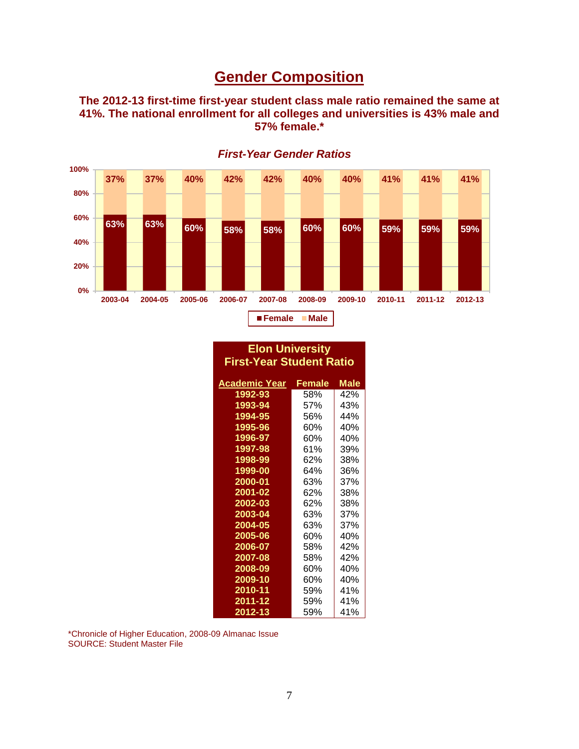# Gender Composition

**The 2012-13 first-time first-year student class male ratio remained the same at 41%. The national enrollment for all colleges and universities is 43% male and 57% female.***

***First-Year Gender Ratios***

| | 2003-04 | 2004-05 | 2005-06 | 2006-07 | 2007-08 | 2008-09 | 2009-10 | 2010-11 | 2011-12 | 2012-13 |
|---|---|---|---|---|---|---|---|---|---|---|
| Female | 63% | 63% | 60% | 58% | 58% | 60% | 60% | 59% | 59% | 59% |
| Male | 37% | 37% | 40% | 42% | 42% | 40% | 40% | 41% | 41% | 41% |

**Elon University First-Year Student Ratio**

| Academic Year | Female | Male |
|---|---|---|
| 1992-93 | 58% | 42% |
| 1993-94 | 57% | 43% |
| 1994-95 | 56% | 44% |
| 1995-96 | 60% | 40% |
| 1996-97 | 60% | 40% |
| 1997-98 | 61% | 39% |
| 1998-99 | 62% | 38% |
| 1999-00 | 64% | 36% |
| 2000-01 | 63% | 37% |
| 2001-02 | 62% | 38% |
| 2002-03 | 62% | 38% |
| 2003-04 | 63% | 37% |
| 2004-05 | 63% | 37% |
| 2005-06 | 60% | 40% |
| 2006-07 | 58% | 42% |
| 2007-08 | 58% | 42% |
| 2008-09 | 60% | 40% |
| 2009-10 | 60% | 40% |
| 2010-11 | 59% | 41% |
| 2011-12 | 59% | 41% |
| 2012-13 | 59% | 41% |

*Chronicle of Higher Education, 2008-09 Almanac Issue
SOURCE: Student Master File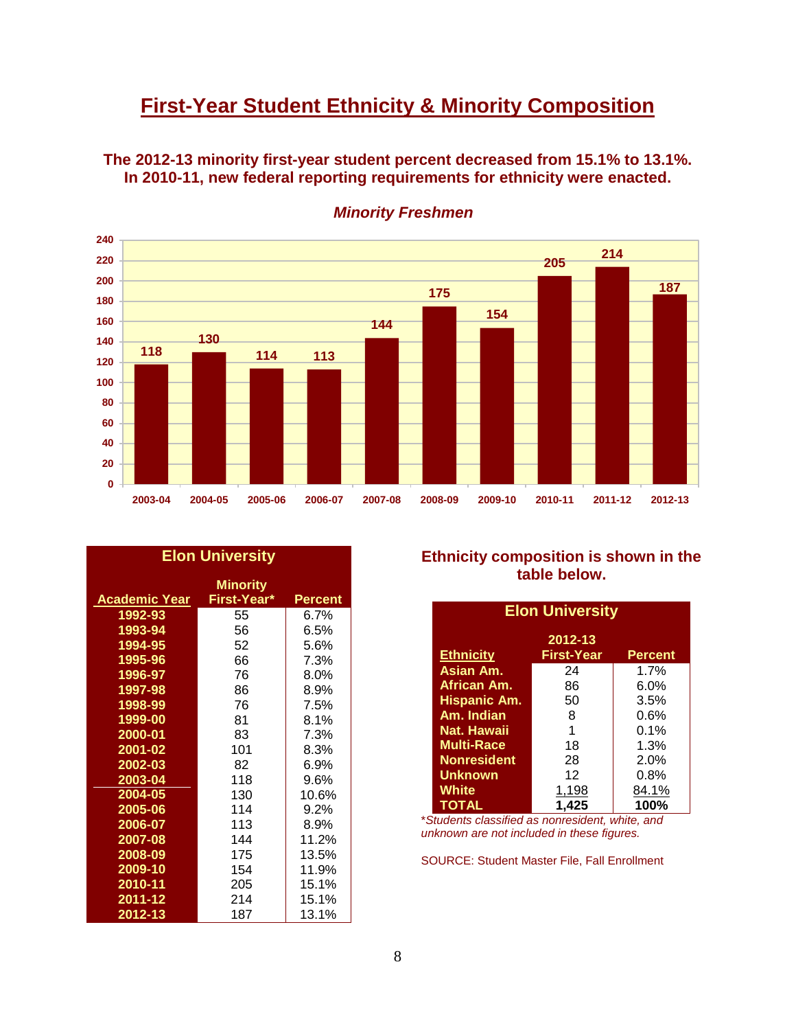# First-Year Student Ethnicity & Minority Composition

**The 2012-13 minority first-year student percent decreased from 15.1% to 13.1%. In 2010-11, new federal reporting requirements for ethnicity were enacted.**

***Minority Freshmen***

| Academic Year | Minority Freshmen |
|---|---|
| 2003-04 | 118 |
| 2004-05 | 130 |
| 2005-06 | 114 |
| 2006-07 | 113 |
| 2007-08 | 144 |
| 2008-09 | 175 |
| 2009-10 | 154 |
| 2010-11 | 205 |
| 2011-12 | 214 |
| 2012-13 | 187 |

**Elon University**

| Academic Year | Minority First-Year* | Percent |
|---|---|---|
| 1992-93 | 55 | 6.7% |
| 1993-94 | 56 | 6.5% |
| 1994-95 | 52 | 5.6% |
| 1995-96 | 66 | 7.3% |
| 1996-97 | 76 | 8.0% |
| 1997-98 | 86 | 8.9% |
| 1998-99 | 76 | 7.5% |
| 1999-00 | 81 | 8.1% |
| 2000-01 | 83 | 7.3% |
| 2001-02 | 101 | 8.3% |
| 2002-03 | 82 | 6.9% |
| 2003-04 | 118 | 9.6% |
| 2004-05 | 130 | 10.6% |
| 2005-06 | 114 | 9.2% |
| 2006-07 | 113 | 8.9% |
| 2007-08 | 144 | 11.2% |
| 2008-09 | 175 | 13.5% |
| 2009-10 | 154 | 11.9% |
| 2010-11 | 205 | 15.1% |
| 2011-12 | 214 | 15.1% |
| 2012-13 | 187 | 13.1% |

**Ethnicity composition is shown in the table below.**

**Elon University**

| Ethnicity | 2012-13 First-Year | Percent |
|---|---|---|
| Asian Am. | 24 | 1.7% |
| African Am. | 86 | 6.0% |
| Hispanic Am. | 50 | 3.5% |
| Am. Indian | 8 | 0.6% |
| Nat. Hawaii | 1 | 0.1% |
| Multi-Race | 18 | 1.3% |
| Nonresident | 28 | 2.0% |
| Unknown | 12 | 0.8% |
| White | 1,198 | 84.1% |
| **TOTAL** | **1,425** | **100%** |

*\*Students classified as nonresident, white, and unknown are not included in these figures.*

SOURCE: Student Master File, Fall Enrollment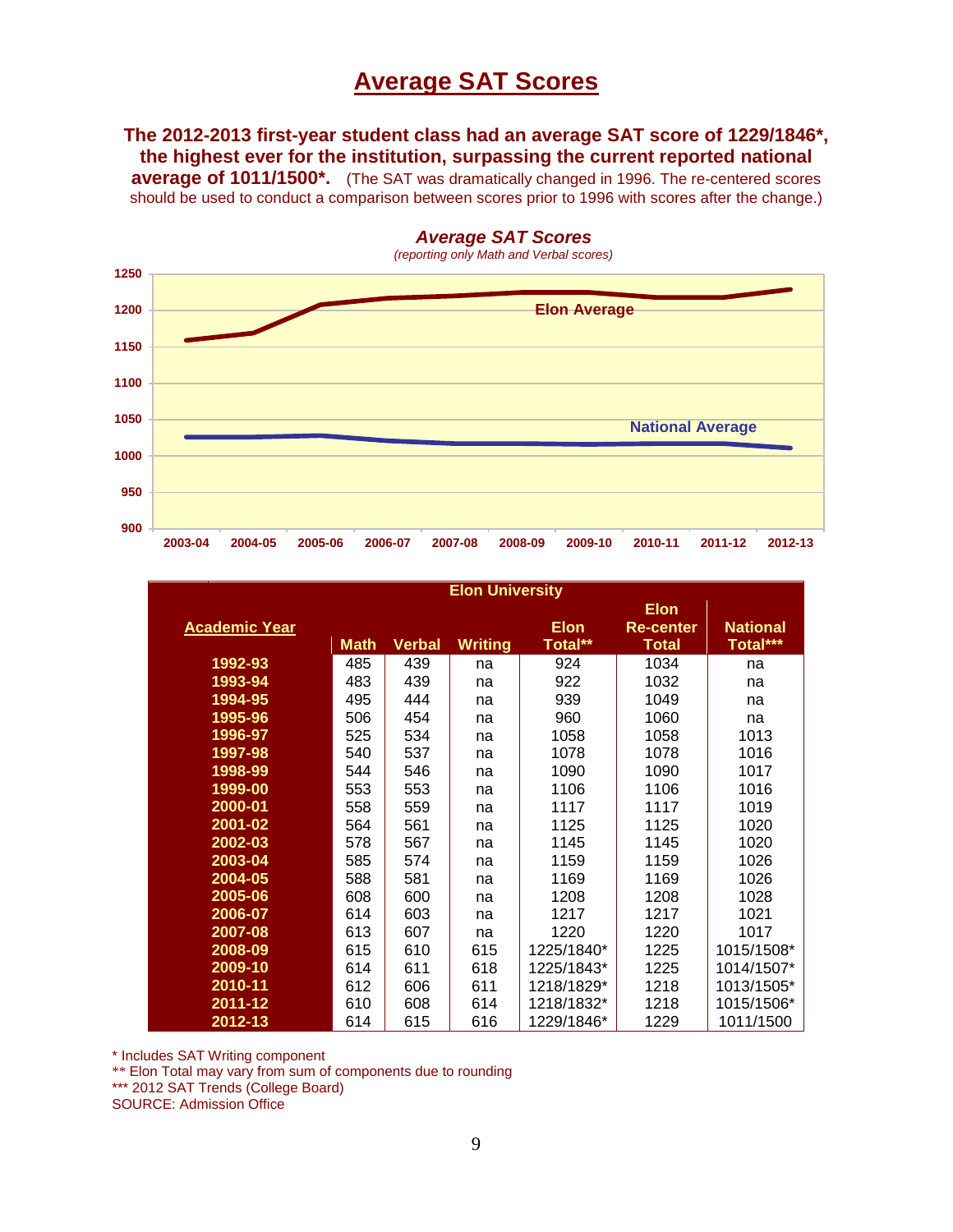# Average SAT Scores

**The 2012-2013 first-year student class had an average SAT score of 1229/1846*, the highest ever for the institution, surpassing the current reported national average of 1011/1500*.** (The SAT was dramatically changed in 1996. The re-centered scores should be used to conduct a comparison between scores prior to 1996 with scores after the change.)

***Average SAT Scores***

*(reporting only Math and Verbal scores)*

| | 2003-04 | 2004-05 | 2005-06 | 2006-07 | 2007-08 | 2008-09 | 2009-10 | 2010-11 | 2011-12 | 2012-13 |
|---|---|---|---|---|---|---|---|---|---|---|
| Elon Average | 1159 | 1169 | 1208 | 1217 | 1220 | 1225 | 1225 | 1218 | 1218 | 1229 |
| National Average | 1026 | 1026 | 1028 | 1021 | 1017 | 1015 | 1014 | 1013 | 1015 | 1011 |

| Academic Year | Elon University | | | | | |
|---|---|---|---|---|---|---|
| | Math | Verbal | Writing | Elon Total** | Elon Re-center Total | National Total*** |
| 1992-93 | 485 | 439 | na | 924 | 1034 | na |
| 1993-94 | 483 | 439 | na | 922 | 1032 | na |
| 1994-95 | 495 | 444 | na | 939 | 1049 | na |
| 1995-96 | 506 | 454 | na | 960 | 1060 | na |
| 1996-97 | 525 | 534 | na | 1058 | 1058 | 1013 |
| 1997-98 | 540 | 537 | na | 1078 | 1078 | 1016 |
| 1998-99 | 544 | 546 | na | 1090 | 1090 | 1017 |
| 1999-00 | 553 | 553 | na | 1106 | 1106 | 1016 |
| 2000-01 | 558 | 559 | na | 1117 | 1117 | 1019 |
| 2001-02 | 564 | 561 | na | 1125 | 1125 | 1020 |
| 2002-03 | 578 | 567 | na | 1145 | 1145 | 1020 |
| 2003-04 | 585 | 574 | na | 1159 | 1159 | 1026 |
| 2004-05 | 588 | 581 | na | 1169 | 1169 | 1026 |
| 2005-06 | 608 | 600 | na | 1208 | 1208 | 1028 |
| 2006-07 | 614 | 603 | na | 1217 | 1217 | 1021 |
| 2007-08 | 613 | 607 | na | 1220 | 1220 | 1017 |
| 2008-09 | 615 | 610 | 615 | 1225/1840* | 1225 | 1015/1508* |
| 2009-10 | 614 | 611 | 618 | 1225/1843* | 1225 | 1014/1507* |
| 2010-11 | 612 | 606 | 611 | 1218/1829* | 1218 | 1013/1505* |
| 2011-12 | 610 | 608 | 614 | 1218/1832* | 1218 | 1015/1506* |
| 2012-13 | 614 | 615 | 616 | 1229/1846* | 1229 | 1011/1500 |

\* Includes SAT Writing component

** Elon Total may vary from sum of components due to rounding

*** 2012 SAT Trends (College Board)

SOURCE: Admission Office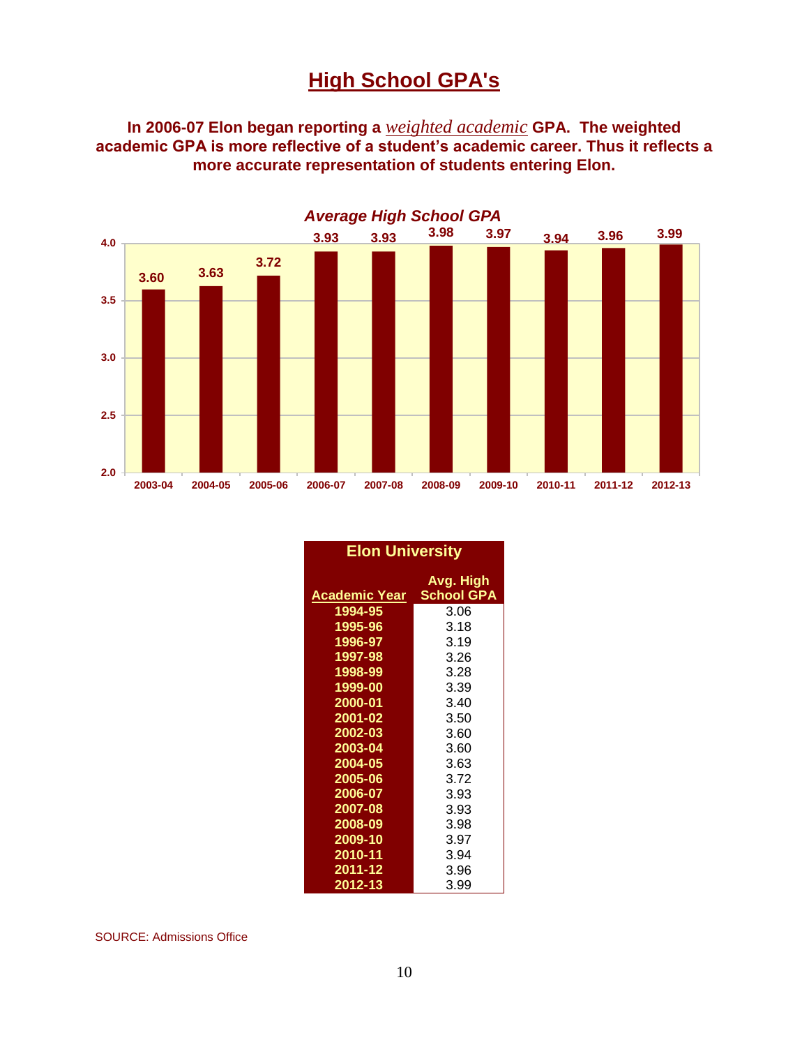# High School GPA's

**In 2006-07 Elon began reporting a *weighted academic* GPA. The weighted academic GPA is more reflective of a student's academic career. Thus it reflects a more accurate representation of students entering Elon.**

***Average High School GPA***

| Academic Year | Avg. High School GPA |
|---|---|
| 2003-04 | 3.60 |
| 2004-05 | 3.63 |
| 2005-06 | 3.72 |
| 2006-07 | 3.93 |
| 2007-08 | 3.93 |
| 2008-09 | 3.98 |
| 2009-10 | 3.97 |
| 2010-11 | 3.94 |
| 2011-12 | 3.96 |
| 2012-13 | 3.99 |

| Elon University | |
|---|---|
| Academic Year | Avg. High School GPA |
| 1994-95 | 3.06 |
| 1995-96 | 3.18 |
| 1996-97 | 3.19 |
| 1997-98 | 3.26 |
| 1998-99 | 3.28 |
| 1999-00 | 3.39 |
| 2000-01 | 3.40 |
| 2001-02 | 3.50 |
| 2002-03 | 3.60 |
| 2003-04 | 3.60 |
| 2004-05 | 3.63 |
| 2005-06 | 3.72 |
| 2006-07 | 3.93 |
| 2007-08 | 3.93 |
| 2008-09 | 3.98 |
| 2009-10 | 3.97 |
| 2010-11 | 3.94 |
| 2011-12 | 3.96 |
| 2012-13 | 3.99 |

SOURCE: Admissions Office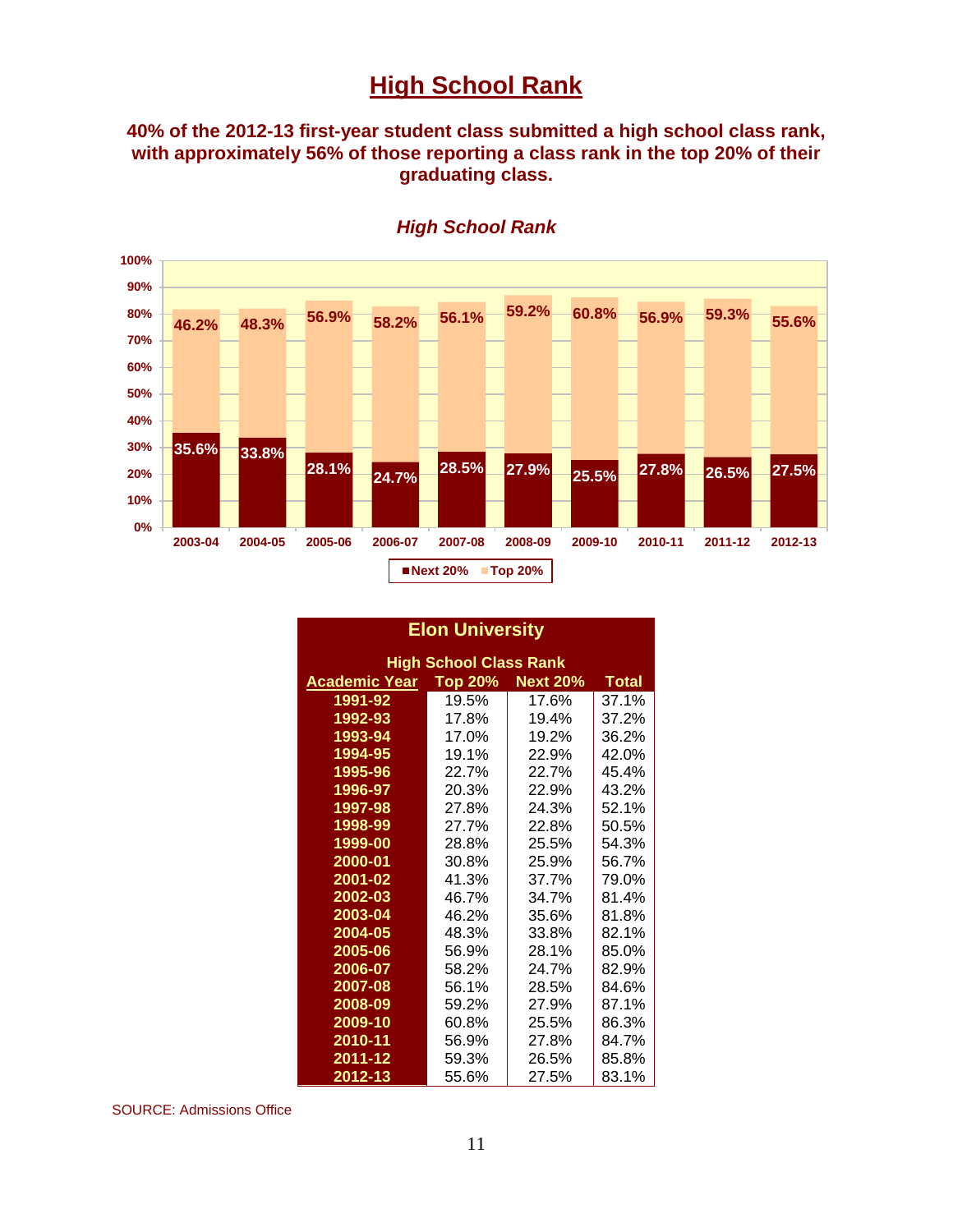# High School Rank

**40% of the 2012-13 first-year student class submitted a high school class rank, with approximately 56% of those reporting a class rank in the top 20% of their graduating class.**

*High School Rank*

| Academic Year | Next 20% | Top 20% |
|---|---|---|
| 2003-04 | 35.6% | 46.2% |
| 2004-05 | 33.8% | 48.3% |
| 2005-06 | 28.1% | 56.9% |
| 2006-07 | 24.7% | 58.2% |
| 2007-08 | 28.5% | 56.1% |
| 2008-09 | 27.9% | 59.2% |
| 2009-10 | 25.5% | 60.8% |
| 2010-11 | 27.8% | 56.9% |
| 2011-12 | 26.5% | 59.3% |
| 2012-13 | 27.5% | 55.6% |

**Elon University**

**High School Class Rank**

| Academic Year | Top 20% | Next 20% | Total |
|---|---|---|---|
| 1991-92 | 19.5% | 17.6% | 37.1% |
| 1992-93 | 17.8% | 19.4% | 37.2% |
| 1993-94 | 17.0% | 19.2% | 36.2% |
| 1994-95 | 19.1% | 22.9% | 42.0% |
| 1995-96 | 22.7% | 22.7% | 45.4% |
| 1996-97 | 20.3% | 22.9% | 43.2% |
| 1997-98 | 27.8% | 24.3% | 52.1% |
| 1998-99 | 27.7% | 22.8% | 50.5% |
| 1999-00 | 28.8% | 25.5% | 54.3% |
| 2000-01 | 30.8% | 25.9% | 56.7% |
| 2001-02 | 41.3% | 37.7% | 79.0% |
| 2002-03 | 46.7% | 34.7% | 81.4% |
| 2003-04 | 46.2% | 35.6% | 81.8% |
| 2004-05 | 48.3% | 33.8% | 82.1% |
| 2005-06 | 56.9% | 28.1% | 85.0% |
| 2006-07 | 58.2% | 24.7% | 82.9% |
| 2007-08 | 56.1% | 28.5% | 84.6% |
| 2008-09 | 59.2% | 27.9% | 87.1% |
| 2009-10 | 60.8% | 25.5% | 86.3% |
| 2010-11 | 56.9% | 27.8% | 84.7% |
| 2011-12 | 59.3% | 26.5% | 85.8% |
| 2012-13 | 55.6% | 27.5% | 83.1% |

SOURCE: Admissions Office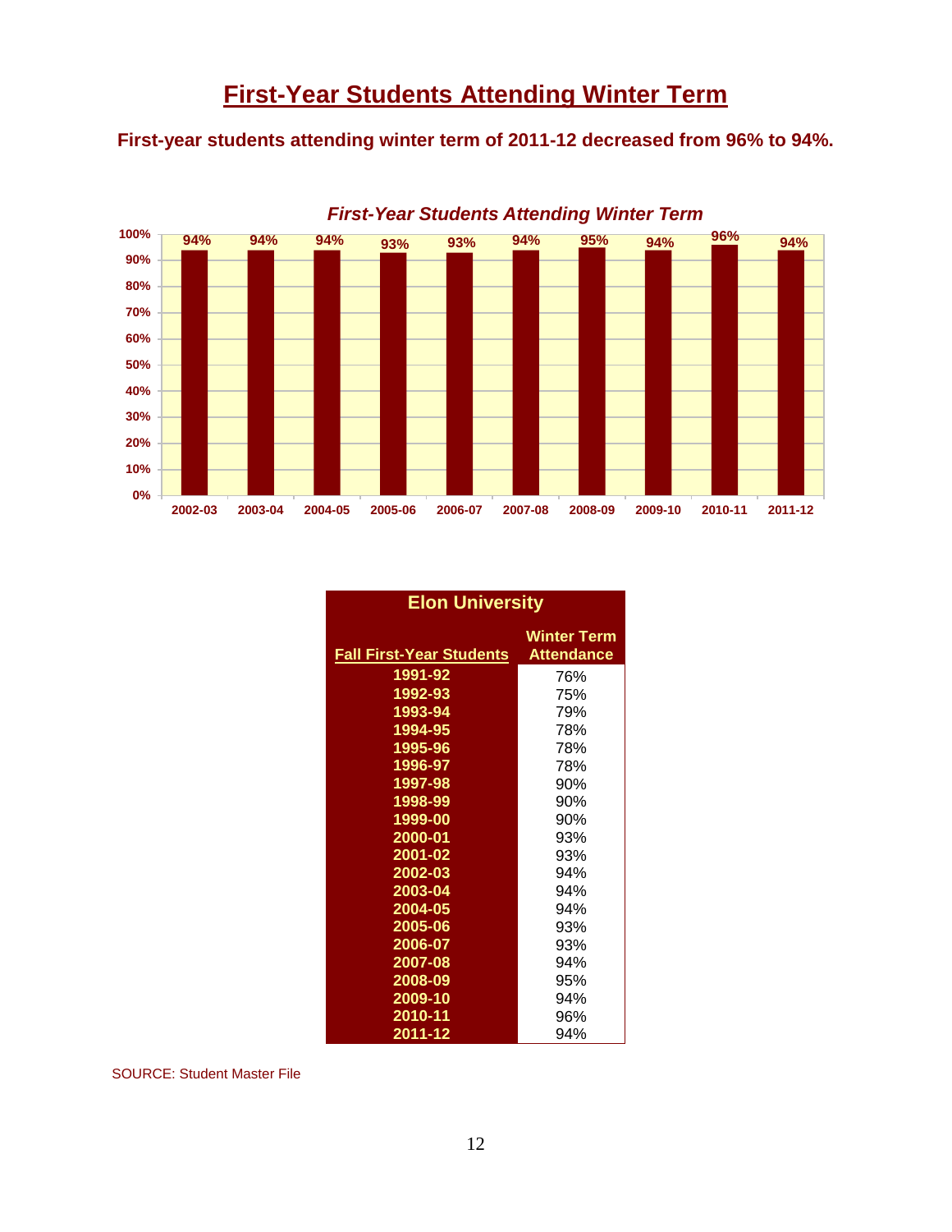# First-Year Students Attending Winter Term

**First-year students attending winter term of 2011-12 decreased from 96% to 94%.**

*First-Year Students Attending Winter Term*

| Year | Attendance |
|---|---|
| 2002-03 | 94% |
| 2003-04 | 94% |
| 2004-05 | 94% |
| 2005-06 | 93% |
| 2006-07 | 93% |
| 2007-08 | 94% |
| 2008-09 | 95% |
| 2009-10 | 94% |
| 2010-11 | 96% |
| 2011-12 | 94% |

**Elon University**

| Fall First-Year Students | Winter Term Attendance |
|---|---|
| 1991-92 | 76% |
| 1992-93 | 75% |
| 1993-94 | 79% |
| 1994-95 | 78% |
| 1995-96 | 78% |
| 1996-97 | 78% |
| 1997-98 | 90% |
| 1998-99 | 90% |
| 1999-00 | 90% |
| 2000-01 | 93% |
| 2001-02 | 93% |
| 2002-03 | 94% |
| 2003-04 | 94% |
| 2004-05 | 94% |
| 2005-06 | 93% |
| 2006-07 | 93% |
| 2007-08 | 94% |
| 2008-09 | 95% |
| 2009-10 | 94% |
| 2010-11 | 96% |
| 2011-12 | 94% |

SOURCE: Student Master File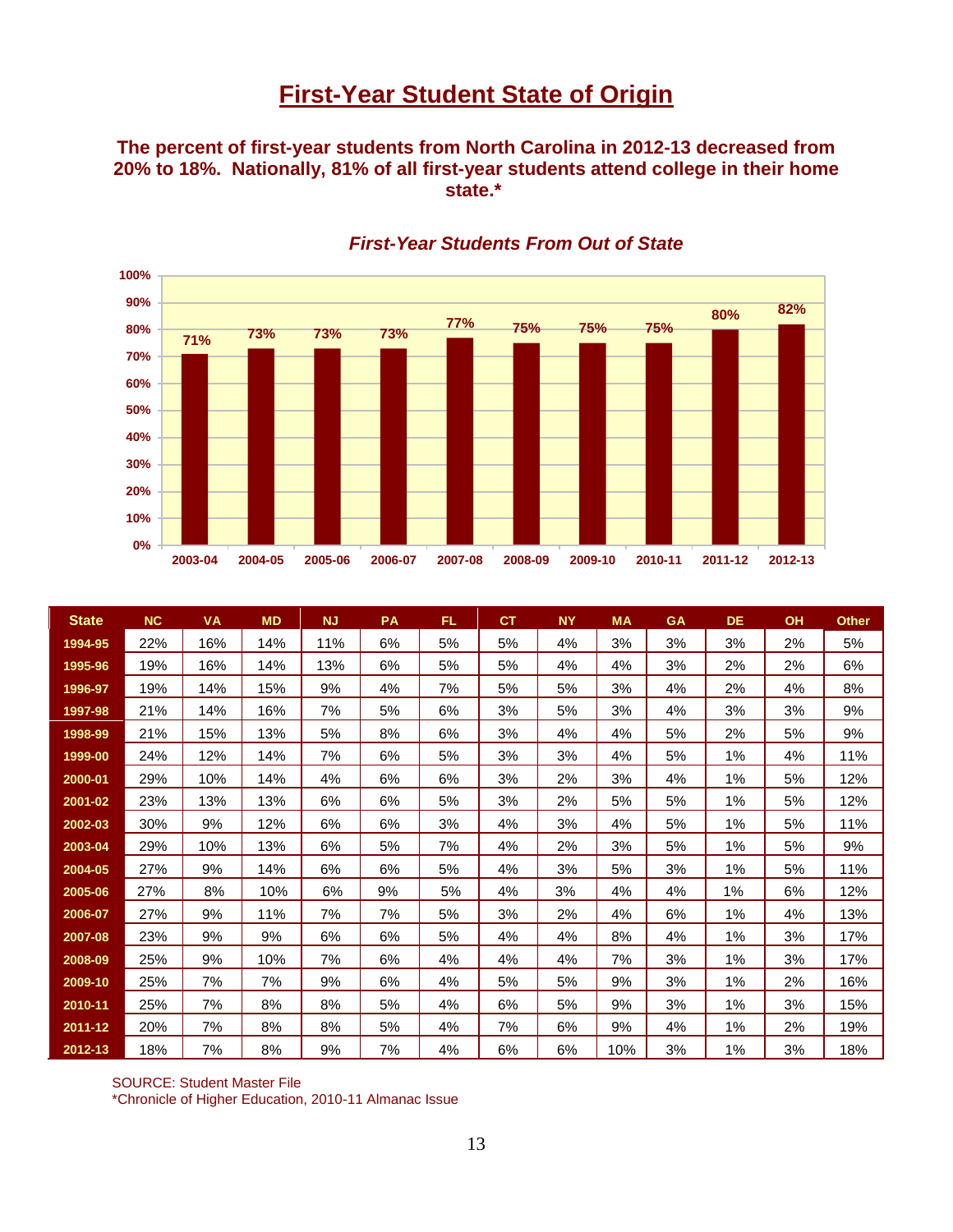# First-Year Student State of Origin

**The percent of first-year students from North Carolina in 2012-13 decreased from 20% to 18%. Nationally, 81% of all first-year students attend college in their home state.***

*First-Year Students From Out of State*

| Year | Percent |
|---|---|
| 2003-04 | 71% |
| 2004-05 | 73% |
| 2005-06 | 73% |
| 2006-07 | 73% |
| 2007-08 | 77% |
| 2008-09 | 75% |
| 2009-10 | 75% |
| 2010-11 | 75% |
| 2011-12 | 80% |
| 2012-13 | 82% |

| State | NC | VA | MD | NJ | PA | FL | CT | NY | MA | GA | DE | OH | Other |
|---|---|---|---|---|---|---|---|---|---|---|---|---|---|
| 1994-95 | 22% | 16% | 14% | 11% | 6% | 5% | 5% | 4% | 3% | 3% | 3% | 2% | 5% |
| 1995-96 | 19% | 16% | 14% | 13% | 6% | 5% | 5% | 4% | 4% | 3% | 2% | 2% | 6% |
| 1996-97 | 19% | 14% | 15% | 9% | 4% | 7% | 5% | 5% | 3% | 4% | 2% | 4% | 8% |
| 1997-98 | 21% | 14% | 16% | 7% | 5% | 6% | 3% | 5% | 3% | 4% | 3% | 3% | 9% |
| 1998-99 | 21% | 15% | 13% | 5% | 8% | 6% | 3% | 4% | 4% | 5% | 2% | 5% | 9% |
| 1999-00 | 24% | 12% | 14% | 7% | 6% | 5% | 3% | 3% | 4% | 5% | 1% | 4% | 11% |
| 2000-01 | 29% | 10% | 14% | 4% | 6% | 6% | 3% | 2% | 3% | 4% | 1% | 5% | 12% |
| 2001-02 | 23% | 13% | 13% | 6% | 6% | 5% | 3% | 2% | 5% | 5% | 1% | 5% | 12% |
| 2002-03 | 30% | 9% | 12% | 6% | 6% | 3% | 4% | 3% | 4% | 5% | 1% | 5% | 11% |
| 2003-04 | 29% | 10% | 13% | 6% | 5% | 7% | 4% | 2% | 3% | 5% | 1% | 5% | 9% |
| 2004-05 | 27% | 9% | 14% | 6% | 6% | 5% | 4% | 3% | 5% | 3% | 1% | 5% | 11% |
| 2005-06 | 27% | 8% | 10% | 6% | 9% | 5% | 4% | 3% | 4% | 4% | 1% | 6% | 12% |
| 2006-07 | 27% | 9% | 11% | 7% | 7% | 5% | 3% | 2% | 4% | 6% | 1% | 4% | 13% |
| 2007-08 | 23% | 9% | 9% | 6% | 6% | 5% | 4% | 4% | 8% | 4% | 1% | 3% | 17% |
| 2008-09 | 25% | 9% | 10% | 7% | 6% | 4% | 4% | 4% | 7% | 3% | 1% | 3% | 17% |
| 2009-10 | 25% | 7% | 7% | 9% | 6% | 4% | 5% | 5% | 9% | 3% | 1% | 2% | 16% |
| 2010-11 | 25% | 7% | 8% | 8% | 5% | 4% | 6% | 5% | 9% | 3% | 1% | 3% | 15% |
| 2011-12 | 20% | 7% | 8% | 8% | 5% | 4% | 7% | 6% | 9% | 4% | 1% | 2% | 19% |
| 2012-13 | 18% | 7% | 8% | 9% | 7% | 4% | 6% | 6% | 10% | 3% | 1% | 3% | 18% |

SOURCE: Student Master File
*Chronicle of Higher Education, 2010-11 Almanac Issue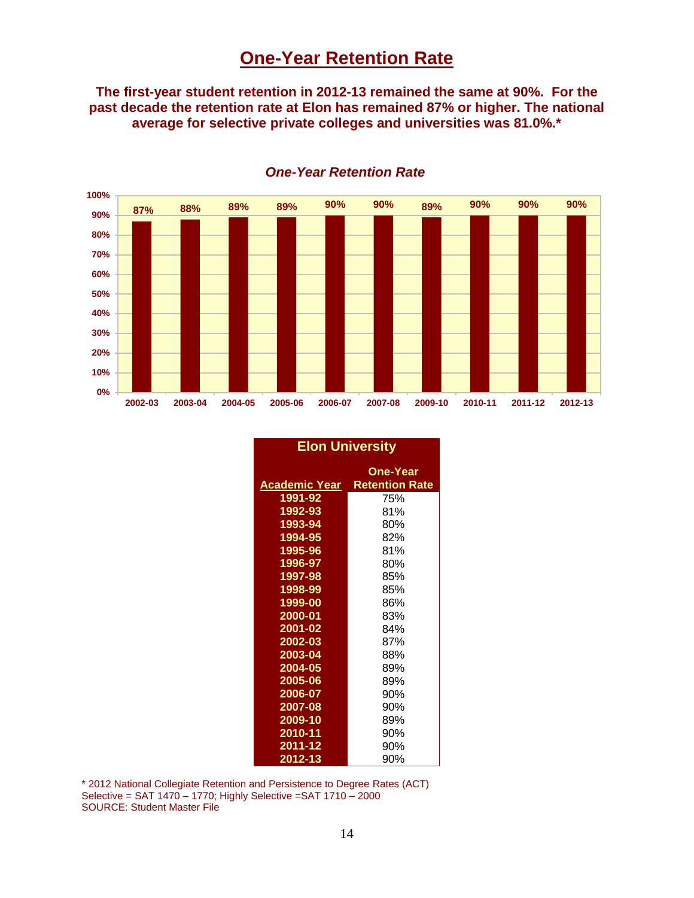# One-Year Retention Rate

**The first-year student retention in 2012-13 remained the same at 90%. For the past decade the retention rate at Elon has remained 87% or higher. The national average for selective private colleges and universities was 81.0%.***

*One-Year Retention Rate*

100%
90%
80%
70%
60%
50%
40%
30%
20%
10%
0%

87% 88% 89% 89% 90% 90% 89% 90% 90% 90%

2002-03 2003-04 2004-05 2005-06 2006-07 2007-08 2009-10 2010-11 2011-12 2012-13

| Elon University | |
|---|---|
| Academic Year | One-Year Retention Rate |
| 1991-92 | 75% |
| 1992-93 | 81% |
| 1993-94 | 80% |
| 1994-95 | 82% |
| 1995-96 | 81% |
| 1996-97 | 80% |
| 1997-98 | 85% |
| 1998-99 | 85% |
| 1999-00 | 86% |
| 2000-01 | 83% |
| 2001-02 | 84% |
| 2002-03 | 87% |
| 2003-04 | 88% |
| 2004-05 | 89% |
| 2005-06 | 89% |
| 2006-07 | 90% |
| 2007-08 | 90% |
| 2009-10 | 89% |
| 2010-11 | 90% |
| 2011-12 | 90% |
| 2012-13 | 90% |

* 2012 National Collegiate Retention and Persistence to Degree Rates (ACT)
Selective = SAT 1470 – 1770; Highly Selective =SAT 1710 – 2000
SOURCE: Student Master File